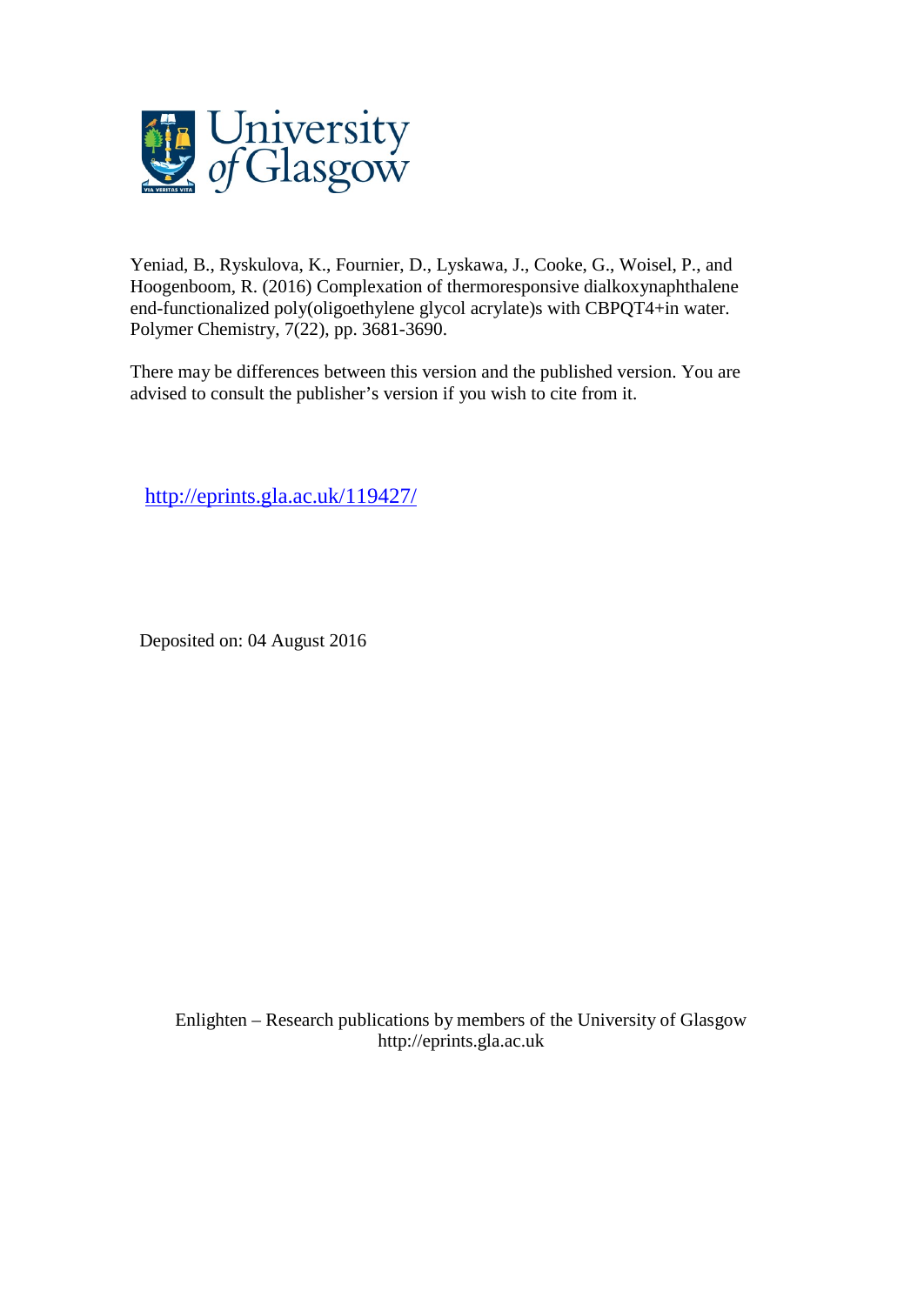University of Glasgow

Yeniad, B., Ryskulova, K., Fournier, D., Lyskawa, J., Cooke, G., Woisel, P., and Hoogenboom, R. (2016) Complexation of thermoresponsive dialkoxynaphthalene end-functionalized poly(oligoethylene glycol acrylate)s with CBPQT4+in water. Polymer Chemistry, 7(22), pp. 3681-3690.

There may be differences between this version and the published version. You are advised to consult the publisher's version if you wish to cite from it.

http://eprints.gla.ac.uk/119427/

Deposited on: 04 August 2016

Enlighten – Research publications by members of the University of Glasgow
http://eprints.gla.ac.uk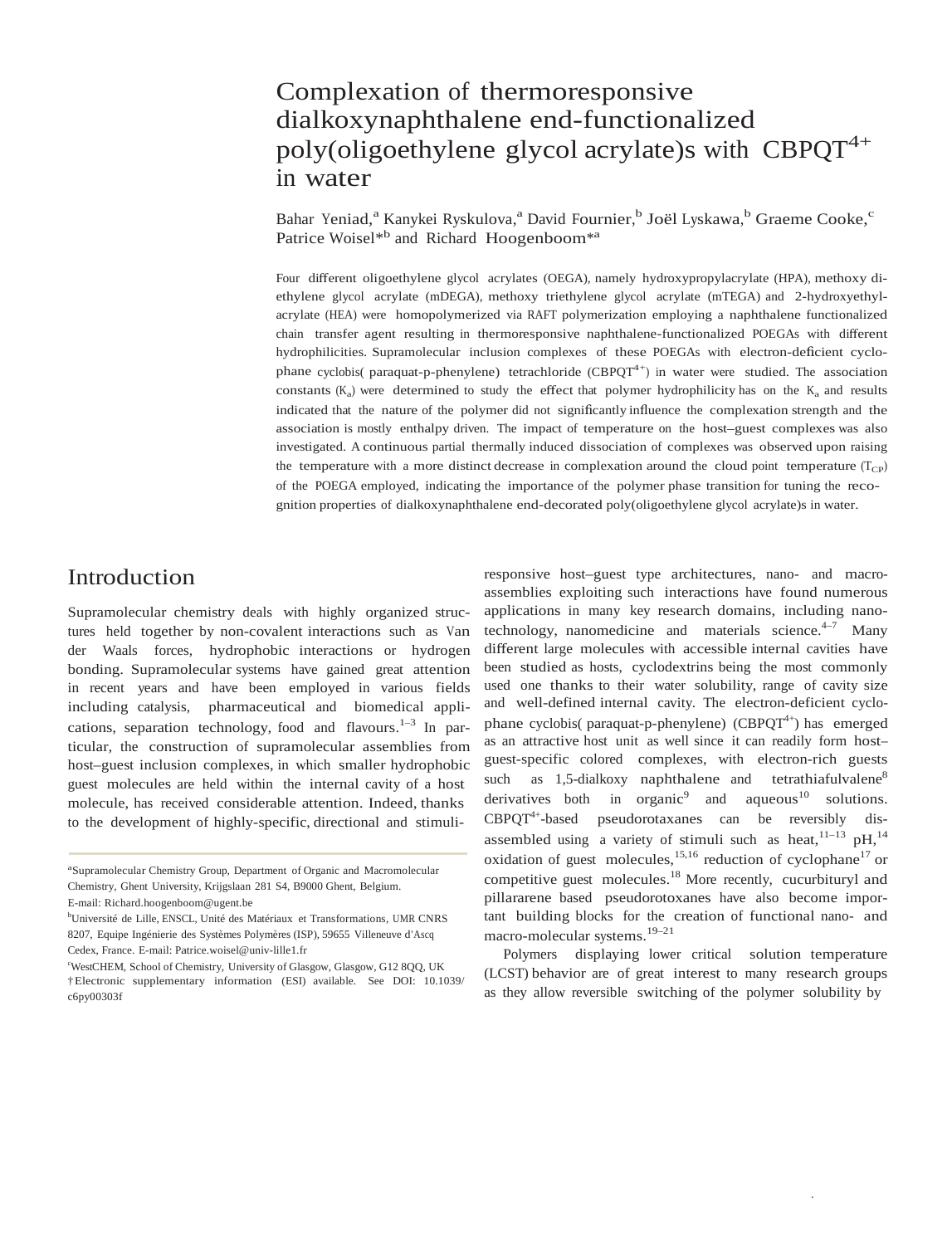# Complexation of thermoresponsive dialkoxynaphthalene end-functionalized poly(oligoethylene glycol acrylate)s with $CBPQT^{4+}$ in water

Bahar Yeniad,[a] Kanykei Ryskulova,[a] David Fournier,[b] Joël Lyskawa,[b] Graeme Cooke,[c] Patrice Woisel*[b] and Richard Hoogenboom*[a]

Four different oligoethylene glycol acrylates (OEGA), namely hydroxypropylacrylate (HPA), methoxy diethylene glycol acrylate (mDEGA), methoxy triethylene glycol acrylate (mTEGA) and 2-hydroxyethylacrylate (HEA) were homopolymerized via RAFT polymerization employing a naphthalene functionalized chain transfer agent resulting in thermoresponsive naphthalene-functionalized POEGAs with different hydrophilicities. Supramolecular inclusion complexes of these POEGAs with electron-deficient cyclophane cyclobis( paraquat-p-phenylene) tetrachloride ($CBPQT^{4+}$) in water were studied. The association constants ($K_a$) were determined to study the effect that polymer hydrophilicity has on the $K_a$ and results indicated that the nature of the polymer did not significantly influence the complexation strength and the association is mostly enthalpy driven. The impact of temperature on the host–guest complexes was also investigated. A continuous partial thermally induced dissociation of complexes was observed upon raising the temperature with a more distinct decrease in complexation around the cloud point temperature ($T_{CP}$) of the POEGA employed, indicating the importance of the polymer phase transition for tuning the recognition properties of dialkoxynaphthalene end-decorated poly(oligoethylene glycol acrylate)s in water.

## Introduction

Supramolecular chemistry deals with highly organized structures held together by non-covalent interactions such as Van der Waals forces, hydrophobic interactions or hydrogen bonding. Supramolecular systems have gained great attention in recent years and have been employed in various fields including catalysis, pharmaceutical and biomedical applications, separation technology, food and flavours.[1–3] In particular, the construction of supramolecular assemblies from host–guest inclusion complexes, in which smaller hydrophobic guest molecules are held within the internal cavity of a host molecule, has received considerable attention. Indeed, thanks to the development of highly-specific, directional and stimuli-responsive host–guest type architectures, nano- and macro-assemblies exploiting such interactions have found numerous applications in many key research domains, including nanotechnology, nanomedicine and materials science.[4–7] Many different large molecules with accessible internal cavities have been studied as hosts, cyclodextrins being the most commonly used one thanks to their water solubility, range of cavity size and well-defined internal cavity. The electron-deficient cyclophane cyclobis( paraquat-p-phenylene) ($CBPQT^{4+}$) has emerged as an attractive host unit as well since it can readily form host–guest-specific colored complexes, with electron-rich guests such as 1,5-dialkoxy naphthalene and tetrathiafulvalene[8] derivatives both in organic[9] and aqueous[10] solutions. $CBPQT^{4+}$-based pseudorotaxanes can be reversibly disassembled using a variety of stimuli such as heat,[11–13] pH,[14] oxidation of guest molecules,[15,16] reduction of cyclophane[17] or competitive guest molecules.[18] More recently, cucurbituryl and pillararene based pseudorotoxanes have also become important building blocks for the creation of functional nano- and macro-molecular systems.[19–21]

Polymers displaying lower critical solution temperature (LCST) behavior are of great interest to many research groups as they allow reversible switching of the polymer solubility by

---

[a]Supramolecular Chemistry Group, Department of Organic and Macromolecular Chemistry, Ghent University, Krijgslaan 281 S4, B9000 Ghent, Belgium. E-mail: Richard.hoogenboom@ugent.be

[b]Université de Lille, ENSCL, Unité des Matériaux et Transformations, UMR CNRS 8207, Equipe Ingénierie des Systèmes Polymères (ISP), 59655 Villeneuve d'Ascq Cedex, France. E-mail: Patrice.woisel@univ-lille1.fr

[c]WestCHEM, School of Chemistry, University of Glasgow, Glasgow, G12 8QQ, UK

†Electronic supplementary information (ESI) available. See DOI: 10.1039/c6py00303f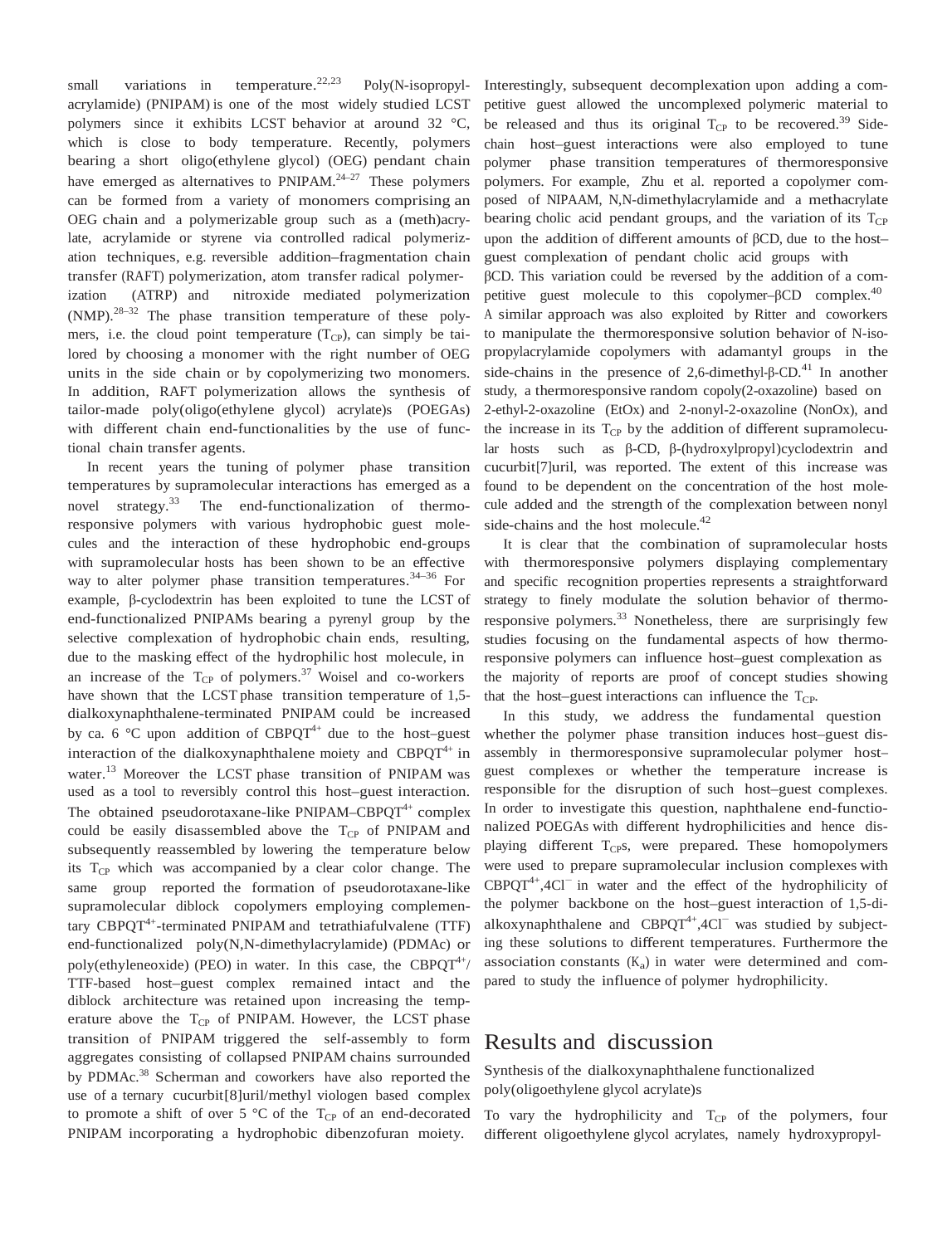small variations in temperature.[22,23] Poly(N-isopropylacrylamide) (PNIPAM) is one of the most widely studied LCST polymers since it exhibits LCST behavior at around 32 °C, which is close to body temperature. Recently, polymers bearing a short oligo(ethylene glycol) (OEG) pendant chain have emerged as alternatives to PNIPAM.[24–27] These polymers can be formed from a variety of monomers comprising an OEG chain and a polymerizable group such as a (meth)acrylate, acrylamide or styrene via controlled radical polymerization techniques, e.g. reversible addition–fragmentation chain transfer (RAFT) polymerization, atom transfer radical polymerization (ATRP) and nitroxide mediated polymerization (NMP).[28–32] The phase transition temperature of these polymers, i.e. the cloud point temperature ($T_{CP}$), can simply be tailored by choosing a monomer with the right number of OEG units in the side chain or by copolymerizing two monomers. In addition, RAFT polymerization allows the synthesis of tailor-made poly(oligo(ethylene glycol) acrylate)s (POEGAs) with different chain end-functionalities by the use of functional chain transfer agents.

In recent years the tuning of polymer phase transition temperatures by supramolecular interactions has emerged as a novel strategy.[33] The end-functionalization of thermoresponsive polymers with various hydrophobic guest molecules and the interaction of these hydrophobic end-groups with supramolecular hosts has been shown to be an effective way to alter polymer phase transition temperatures.[34–36] For example, β-cyclodextrin has been exploited to tune the LCST of end-functionalized PNIPAMs bearing a pyrenyl group by the selective complexation of hydrophobic chain ends, resulting, due to the masking effect of the hydrophilic host molecule, in an increase of the $T_{CP}$ of polymers.[37] Woisel and co-workers have shown that the LCST phase transition temperature of 1,5-dialkoxynaphthalene-terminated PNIPAM could be increased by ca. 6 °C upon addition of $CBPQT^{4+}$ due to the host–guest interaction of the dialkoxynaphthalene moiety and $CBPQT^{4+}$ in water.[13] Moreover the LCST phase transition of PNIPAM was used as a tool to reversibly control this host–guest interaction. The obtained pseudorotaxane-like PNIPAM–$CBPQT^{4+}$ complex could be easily disassembled above the $T_{CP}$ of PNIPAM and subsequently reassembled by lowering the temperature below its $T_{CP}$ which was accompanied by a clear color change. The same group reported the formation of pseudorotaxane-like supramolecular diblock copolymers employing complementary $CBPQT^{4+}$-terminated PNIPAM and tetrathiafulvalene (TTF) end-functionalized poly(N,N-dimethylacrylamide) (PDMAc) or poly(ethyleneoxide) (PEO) in water. In this case, the $CBPQT^{4+}$/TTF-based host–guest complex remained intact and the diblock architecture was retained upon increasing the temperature above the $T_{CP}$ of PNIPAM. However, the LCST phase transition of PNIPAM triggered the self-assembly to form aggregates consisting of collapsed PNIPAM chains surrounded by PDMAc.[38] Scherman and coworkers have also reported the use of a ternary cucurbit[8]uril/methyl viologen based complex to promote a shift of over 5 °C of the $T_{CP}$ of an end-decorated PNIPAM incorporating a hydrophobic dibenzofuran moiety. Interestingly, subsequent decomplexation upon adding a competitive guest allowed the uncomplexed polymeric material to be released and thus its original $T_{CP}$ to be recovered.[39] Side-chain host–guest interactions were also employed to tune polymer phase transition temperatures of thermoresponsive polymers. For example, Zhu et al. reported a copolymer composed of NIPAAM, N,N-dimethylacrylamide and a methacrylate bearing cholic acid pendant groups, and the variation of its $T_{CP}$ upon the addition of different amounts of βCD, due to the host–guest complexation of pendant cholic acid groups with βCD. This variation could be reversed by the addition of a competitive guest molecule to this copolymer–βCD complex.[40] A similar approach was also exploited by Ritter and coworkers to manipulate the thermoresponsive solution behavior of N-isopropylacrylamide copolymers with adamantyl groups in the side-chains in the presence of 2,6-dimethyl-β-CD.[41] In another study, a thermoresponsive random copoly(2-oxazoline) based on 2-ethyl-2-oxazoline (EtOx) and 2-nonyl-2-oxazoline (NonOx), and the increase in its $T_{CP}$ by the addition of different supramolecular hosts such as β-CD, β-(hydroxylpropyl)cyclodextrin and cucurbit[7]uril, was reported. The extent of this increase was found to be dependent on the concentration of the host molecule added and the strength of the complexation between nonyl side-chains and the host molecule.[42]

It is clear that the combination of supramolecular hosts with thermoresponsive polymers displaying complementary and specific recognition properties represents a straightforward strategy to finely modulate the solution behavior of thermoresponsive polymers.[33] Nonetheless, there are surprisingly few studies focusing on the fundamental aspects of how thermoresponsive polymers can influence host–guest complexation as the majority of reports are proof of concept studies showing that the host–guest interactions can influence the $T_{CP}$.

In this study, we address the fundamental question whether the polymer phase transition induces host–guest disassembly in thermoresponsive supramolecular polymer host–guest complexes or whether the temperature increase is responsible for the disruption of such host–guest complexes. In order to investigate this question, naphthalene end-functionalized POEGAs with different hydrophilicities and hence displaying different $T_{CP}$s, were prepared. These homopolymers were used to prepare supramolecular inclusion complexes with $CBPQT^{4+}$,$4Cl^-$ in water and the effect of the hydrophilicity of the polymer backbone on the host–guest interaction of 1,5-dialkoxynaphthalene and $CBPQT^{4+}$,$4Cl^-$ was studied by subjecting these solutions to different temperatures. Furthermore the association constants ($K_a$) in water were determined and compared to study the influence of polymer hydrophilicity.

# Results and discussion

## Synthesis of the dialkoxynaphthalene functionalized poly(oligoethylene glycol acrylate)s

To vary the hydrophilicity and $T_{CP}$ of the polymers, four different oligoethylene glycol acrylates, namely hydroxypropyl-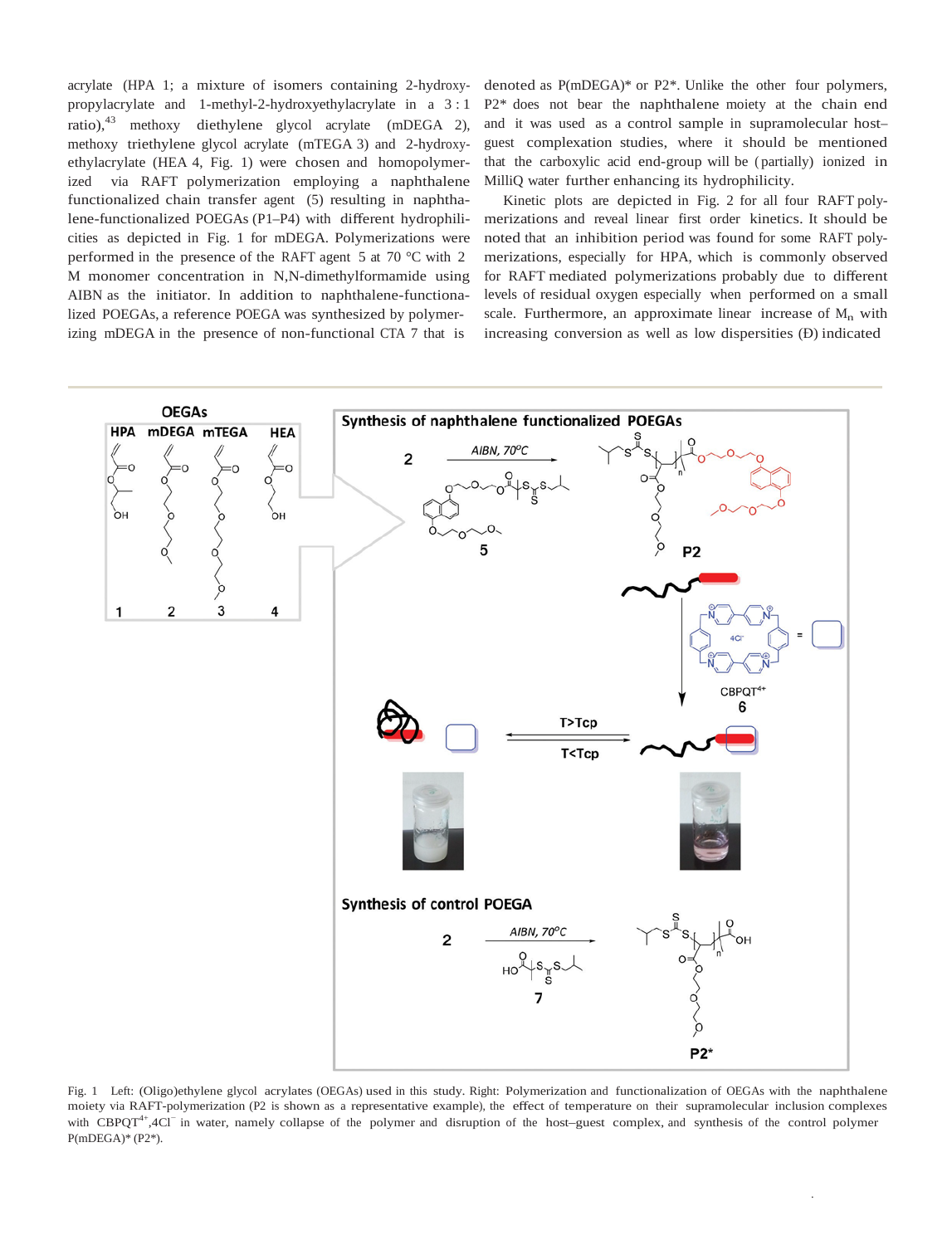acrylate (HPA 1; a mixture of isomers containing 2-hydroxypropylacrylate and 1-methyl-2-hydroxyethylacrylate in a 3 : 1 ratio),[43] methoxy diethylene glycol acrylate (mDEGA 2), methoxy triethylene glycol acrylate (mTEGA 3) and 2-hydroxyethylacrylate (HEA 4, Fig. 1) were chosen and homopolymerized via RAFT polymerization employing a naphthalene functionalized chain transfer agent (5) resulting in naphthalene-functionalized POEGAs (P1–P4) with different hydrophilicities as depicted in Fig. 1 for mDEGA. Polymerizations were performed in the presence of the RAFT agent 5 at 70 °C with 2 M monomer concentration in N,N-dimethylformamide using AIBN as the initiator. In addition to naphthalene-functionalized POEGAs, a reference POEGA was synthesized by polymerizing mDEGA in the presence of non-functional CTA 7 that is denoted as P(mDEGA)* or P2*. Unlike the other four polymers, P2* does not bear the naphthalene moiety at the chain end and it was used as a control sample in supramolecular host–guest complexation studies, where it should be mentioned that the carboxylic acid end-group will be (partially) ionized in MilliQ water further enhancing its hydrophilicity.

Kinetic plots are depicted in Fig. 2 for all four RAFT polymerizations and reveal linear first order kinetics. It should be noted that an inhibition period was found for some RAFT polymerizations, especially for HPA, which is commonly observed for RAFT mediated polymerizations probably due to different levels of residual oxygen especially when performed on a small scale. Furthermore, an approximate linear increase of $M_n$ with increasing conversion as well as low dispersities (Đ) indicated

Fig. 1 Left: (Oligo)ethylene glycol acrylates (OEGAs) used in this study. Right: Polymerization and functionalization of OEGAs with the naphthalene moiety via RAFT-polymerization (P2 is shown as a representative example), the effect of temperature on their supramolecular inclusion complexes with $CBPQT^{4+}$,$4Cl^-$ in water, namely collapse of the polymer and disruption of the host–guest complex, and synthesis of the control polymer P(mDEGA)* (P2*).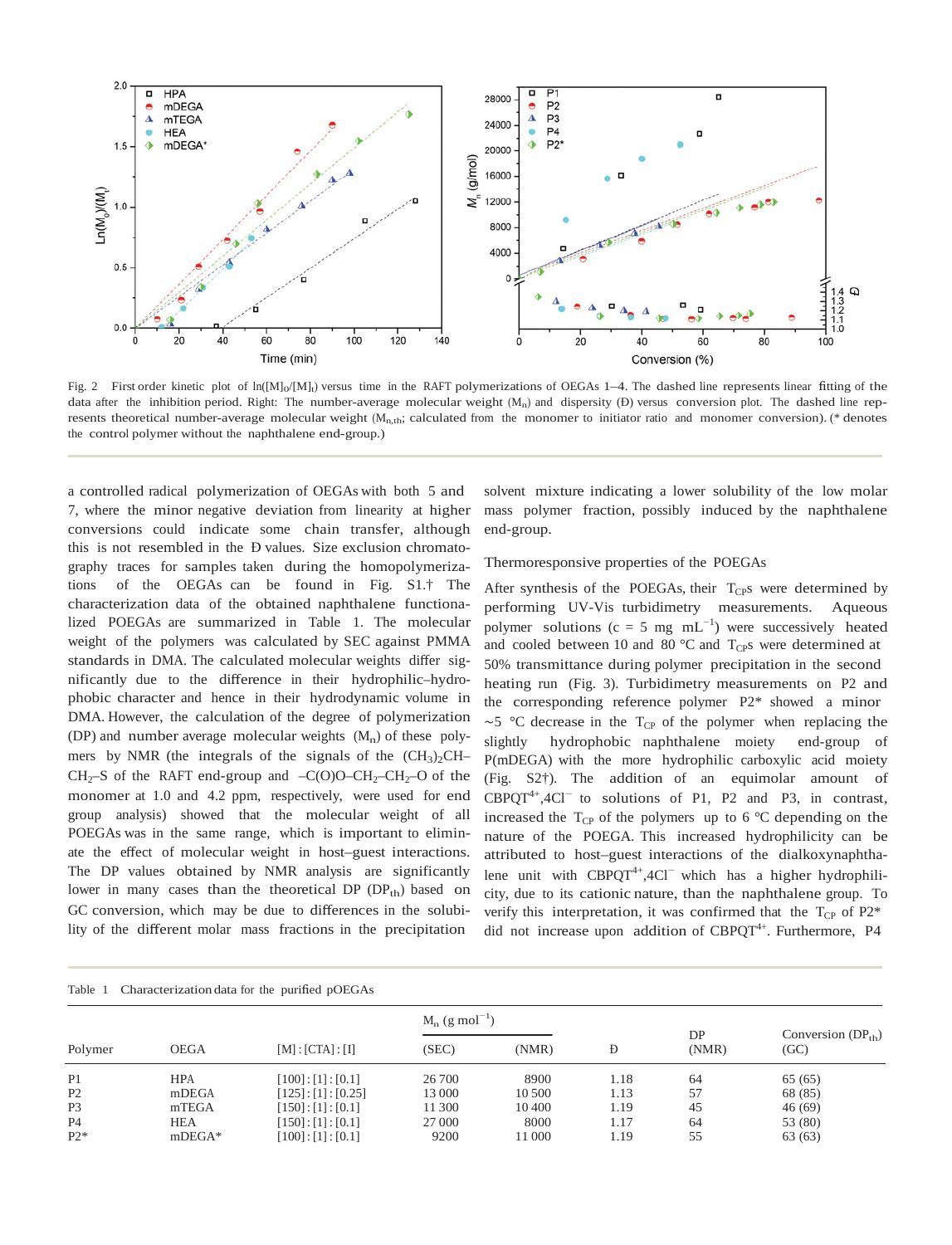Fig. 2 First order kinetic plot of $\ln([M]_0/[M]_t)$ versus time in the RAFT polymerizations of OEGAs 1–4. The dashed line represents linear fitting of the data after the inhibition period. Right: The number-average molecular weight ($M_n$) and dispersity (Đ) versus conversion plot. The dashed line represents theoretical number-average molecular weight ($M_{n,th}$; calculated from the monomer to initiator ratio and monomer conversion). (* denotes the control polymer without the naphthalene end-group.)

a controlled radical polymerization of OEGAs with both 5 and 7, where the minor negative deviation from linearity at higher conversions could indicate some chain transfer, although this is not resembled in the Đ values. Size exclusion chromatography traces for samples taken during the homopolymerizations of the OEGAs can be found in Fig. S1.† The characterization data of the obtained naphthalene functionalized POEGAs are summarized in Table 1. The molecular weight of the polymers was calculated by SEC against PMMA standards in DMA. The calculated molecular weights differ significantly due to the difference in their hydrophilic–hydrophobic character and hence in their hydrodynamic volume in DMA. However, the calculation of the degree of polymerization (DP) and number average molecular weights ($M_n$) of these polymers by NMR (the integrals of the signals of the $(CH_3)_2CH–CH_2–S$ of the RAFT end-group and $–C(O)O–CH_2–CH_2–O$ of the monomer at 1.0 and 4.2 ppm, respectively, were used for end group analysis) showed that the molecular weight of all POEGAs was in the same range, which is important to eliminate the effect of molecular weight in host–guest interactions. The DP values obtained by NMR analysis are significantly lower in many cases than the theoretical DP ($DP_{th}$) based on GC conversion, which may be due to differences in the solubility of the different molar mass fractions in the precipitation solvent mixture indicating a lower solubility of the low molar mass polymer fraction, possibly induced by the naphthalene end-group.

## Thermoresponsive properties of the POEGAs

After synthesis of the POEGAs, their $T_{CP}$s were determined by performing UV-Vis turbidimetry measurements. Aqueous polymer solutions (c = 5 mg $mL^{-1}$) were successively heated and cooled between 10 and 80 °C and $T_{CP}$s were determined at 50% transmittance during polymer precipitation in the second heating run (Fig. 3). Turbidimetry measurements on P2 and the corresponding reference polymer P2* showed a minor ~5 °C decrease in the $T_{CP}$ of the polymer when replacing the slightly hydrophobic naphthalene moiety end-group of P(mDEGA) with the more hydrophilic carboxylic acid moiety (Fig. S2†). The addition of an equimolar amount of $CBPQT^{4+},4Cl^-$ to solutions of P1, P2 and P3, in contrast, increased the $T_{CP}$ of the polymers up to 6 °C depending on the nature of the POEGA. This increased hydrophilicity can be attributed to host–guest interactions of the dialkoxynaphthalene unit with $CBPQT^{4+},4Cl^-$ which has a higher hydrophilicity, due to its cationic nature, than the naphthalene group. To verify this interpretation, it was confirmed that the $T_{CP}$ of P2* did not increase upon addition of $CBPQT^{4+}$. Furthermore, P4

Table 1 Characterization data for the purified pOEGAs

| Polymer | OEGA | [M] : [CTA] : [I] | $M_n$ (g $mol^{-1}$) (SEC) | $M_n$ (g $mol^{-1}$) (NMR) | Đ | DP (NMR) | Conversion ($DP_{th}$) (GC) |
|---|---|---|---|---|---|---|---|
| P1 | HPA | [100] : [1] : [0.1] | 26 700 | 8900 | 1.18 | 64 | 65 (65) |
| P2 | mDEGA | [125] : [1] : [0.25] | 13 000 | 10 500 | 1.13 | 57 | 68 (85) |
| P3 | mTEGA | [150] : [1] : [0.1] | 11 300 | 10 400 | 1.19 | 45 | 46 (69) |
| P4 | HEA | [150] : [1] : [0.1] | 27 000 | 8000 | 1.17 | 64 | 53 (80) |
| P2* | mDEGA* | [100] : [1] : [0.1] | 9200 | 11 000 | 1.19 | 55 | 63 (63) |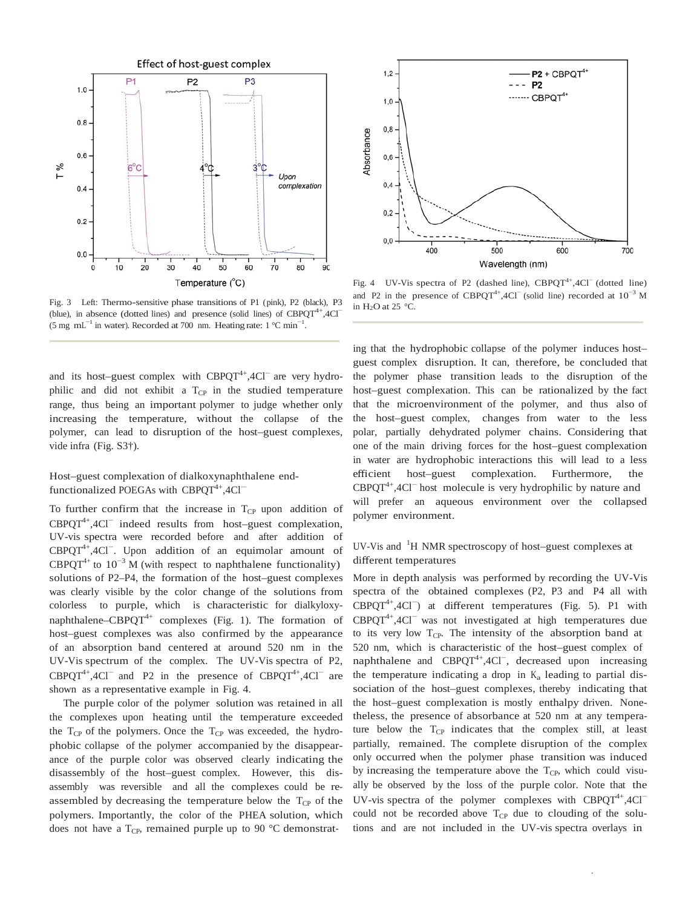Fig. 3 Left: Thermo-sensitive phase transitions of P1 (pink), P2 (black), P3 (blue), in absence (dotted lines) and presence (solid lines) of $CBPQT^{4+}$,$4Cl^{-}$ (5 mg $mL^{-1}$ in water). Recorded at 700 nm. Heating rate: 1 °C $min^{-1}$.

Fig. 4 UV-Vis spectra of P2 (dashed line), $CBPQT^{4+}$,$4Cl^{-}$ (dotted line) and P2 in the presence of $CBPQT^{4+}$,$4Cl^{-}$ (solid line) recorded at $10^{-3}$ M in $H_2O$ at 25 °C.

and its host–guest complex with $CBPQT^{4+}$,$4Cl^{-}$ are very hydrophilic and did not exhibit a $T_{CP}$ in the studied temperature range, thus being an important polymer to judge whether only increasing the temperature, without the collapse of the polymer, can lead to disruption of the host–guest complexes, vide infra (Fig. S3†).

## Host–guest complexation of dialkoxynaphthalene end-functionalized POEGAs with $CBPQT^{4+}$,$4Cl^{-}$

To further confirm that the increase in $T_{CP}$ upon addition of $CBPQT^{4+}$,$4Cl^{-}$ indeed results from host–guest complexation, UV-vis spectra were recorded before and after addition of $CBPQT^{4+}$,$4Cl^{-}$. Upon addition of an equimolar amount of $CBPQT^{4+}$ to $10^{-3}$ M (with respect to naphthalene functionality) solutions of P2–P4, the formation of the host–guest complexes was clearly visible by the color change of the solutions from colorless to purple, which is characteristic for dialkyloxynaphthalene–$CBPQT^{4+}$ complexes (Fig. 1). The formation of host–guest complexes was also confirmed by the appearance of an absorption band centered at around 520 nm in the UV-Vis spectrum of the complex. The UV-Vis spectra of P2, $CBPQT^{4+}$,$4Cl^{-}$ and P2 in the presence of $CBPQT^{4+}$,$4Cl^{-}$ are shown as a representative example in Fig. 4.

The purple color of the polymer solution was retained in all the complexes upon heating until the temperature exceeded the $T_{CP}$ of the polymers. Once the $T_{CP}$ was exceeded, the hydrophobic collapse of the polymer accompanied by the disappearance of the purple color was observed clearly indicating the disassembly of the host–guest complex. However, this disassembly was reversible and all the complexes could be re-assembled by decreasing the temperature below the $T_{CP}$ of the polymers. Importantly, the color of the PHEA solution, which does not have a $T_{CP}$, remained purple up to 90 °C demonstrating that the hydrophobic collapse of the polymer induces host–guest complex disruption. It can, therefore, be concluded that the polymer phase transition leads to the disruption of the host–guest complexation. This can be rationalized by the fact that the microenvironment of the polymer, and thus also of the host–guest complex, changes from water to the less polar, partially dehydrated polymer chains. Considering that one of the main driving forces for the host–guest complexation in water are hydrophobic interactions this will lead to a less efficient host–guest complexation. Furthermore, the $CBPQT^{4+}$,$4Cl^{-}$ host molecule is very hydrophilic by nature and will prefer an aqueous environment over the collapsed polymer environment.

## UV-Vis and [1]H NMR spectroscopy of host–guest complexes at different temperatures

More in depth analysis was performed by recording the UV-Vis spectra of the obtained complexes (P2, P3 and P4 all with $CBPQT^{4+}$,$4Cl^{-}$) at different temperatures (Fig. 5). P1 with $CBPQT^{4+}$,$4Cl^{-}$ was not investigated at high temperatures due to its very low $T_{CP}$. The intensity of the absorption band at 520 nm, which is characteristic of the host–guest complex of naphthalene and $CBPQT^{4+}$,$4Cl^{-}$, decreased upon increasing the temperature indicating a drop in $K_a$ leading to partial dissociation of the host–guest complexes, thereby indicating that the host–guest complexation is mostly enthalpy driven. Nonetheless, the presence of absorbance at 520 nm at any temperature below the $T_{CP}$ indicates that the complex still, at least partially, remained. The complete disruption of the complex only occurred when the polymer phase transition was induced by increasing the temperature above the $T_{CP}$, which could visually be observed by the loss of the purple color. Note that the UV-vis spectra of the polymer complexes with $CBPQT^{4+}$,$4Cl^{-}$ could not be recorded above $T_{CP}$ due to clouding of the solutions and are not included in the UV-vis spectra overlays in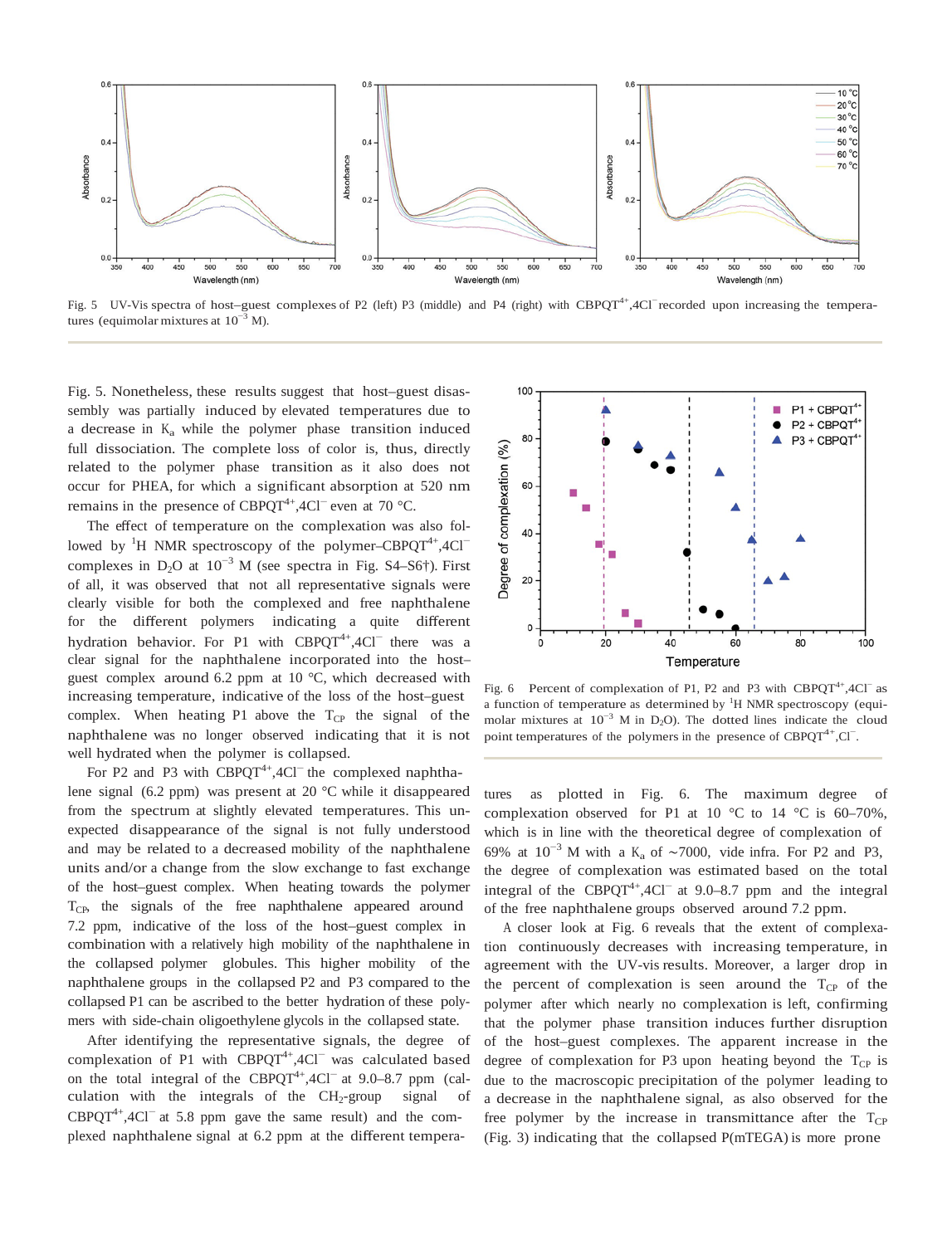Fig. 5 UV-Vis spectra of host–guest complexes of P2 (left) P3 (middle) and P4 (right) with $CBPQT^{4+}$,$4Cl^-$ recorded upon increasing the temperatures (equimolar mixtures at $10^{-3}$ M).

Fig. 5. Nonetheless, these results suggest that host–guest disassembly was partially induced by elevated temperatures due to a decrease in $K_a$ while the polymer phase transition induced full dissociation. The complete loss of color is, thus, directly related to the polymer phase transition as it also does not occur for PHEA, for which a significant absorption at 520 nm remains in the presence of $CBPQT^{4+}$,$4Cl^-$ even at 70 °C.

The effect of temperature on the complexation was also followed by $^1$H NMR spectroscopy of the polymer–$CBPQT^{4+}$,$4Cl^-$ complexes in $D_2O$ at $10^{-3}$ M (see spectra in Fig. S4–S6†). First of all, it was observed that not all representative signals were clearly visible for both the complexed and free naphthalene for the different polymers indicating a quite different hydration behavior. For P1 with $CBPQT^{4+}$,$4Cl^-$ there was a clear signal for the naphthalene incorporated into the host–guest complex around 6.2 ppm at 10 °C, which decreased with increasing temperature, indicative of the loss of the host–guest complex. When heating P1 above the $T_{CP}$ the signal of the naphthalene was no longer observed indicating that it is not well hydrated when the polymer is collapsed.

For P2 and P3 with $CBPQT^{4+}$,$4Cl^-$ the complexed naphthalene signal (6.2 ppm) was present at 20 °C while it disappeared from the spectrum at slightly elevated temperatures. This unexpected disappearance of the signal is not fully understood and may be related to a decreased mobility of the naphthalene units and/or a change from the slow exchange to fast exchange of the host–guest complex. When heating towards the polymer $T_{CP}$, the signals of the free naphthalene appeared around 7.2 ppm, indicative of the loss of the host–guest complex in combination with a relatively high mobility of the naphthalene in the collapsed polymer globules. This higher mobility of the naphthalene groups in the collapsed P2 and P3 compared to the collapsed P1 can be ascribed to the better hydration of these polymers with side-chain oligoethylene glycols in the collapsed state.

After identifying the representative signals, the degree of complexation of P1 with $CBPQT^{4+}$,$4Cl^-$ was calculated based on the total integral of the $CBPQT^{4+}$,$4Cl^-$ at 9.0–8.7 ppm (calculation with the integrals of the $CH_2$-group signal of $CBPQT^{4+}$,$4Cl^-$ at 5.8 ppm gave the same result) and the complexed naphthalene signal at 6.2 ppm at the different temperatures as plotted in Fig. 6. The maximum degree of complexation observed for P1 at 10 °C to 14 °C is 60–70%, which is in line with the theoretical degree of complexation of 69% at $10^{-3}$ M with a $K_a$ of ∼7000, vide infra. For P2 and P3, the degree of complexation was estimated based on the total integral of the $CBPQT^{4+}$,$4Cl^-$ at 9.0–8.7 ppm and the integral of the free naphthalene groups observed around 7.2 ppm.

Fig. 6 Percent of complexation of P1, P2 and P3 with $CBPQT^{4+}$,$4Cl^-$ as a function of temperature as determined by $^1$H NMR spectroscopy (equimolar mixtures at $10^{-3}$ M in $D_2O$). The dotted lines indicate the cloud point temperatures of the polymers in the presence of $CBPQT^{4+}$,$Cl^-$.

A closer look at Fig. 6 reveals that the extent of complexation continuously decreases with increasing temperature, in agreement with the UV-vis results. Moreover, a larger drop in the percent of complexation is seen around the $T_{CP}$ of the polymer after which nearly no complexation is left, confirming that the polymer phase transition induces further disruption of the host–guest complexes. The apparent increase in the degree of complexation for P3 upon heating beyond the $T_{CP}$ is due to the macroscopic precipitation of the polymer leading to a decrease in the naphthalene signal, as also observed for the free polymer by the increase in transmittance after the $T_{CP}$ (Fig. 3) indicating that the collapsed P(mTEGA) is more prone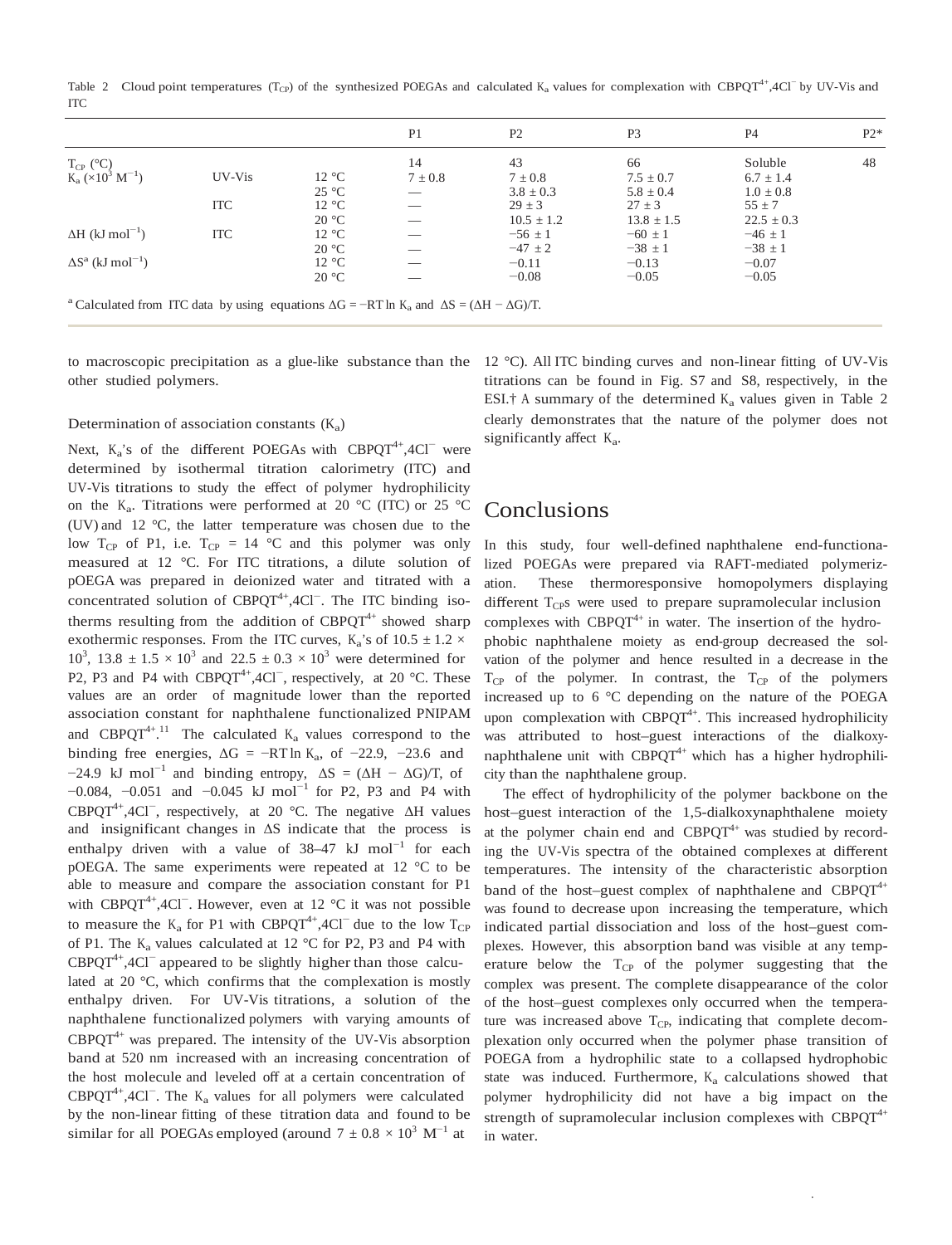Table 2 Cloud point temperatures ($T_{CP}$) of the synthesized POEGAs and calculated $K_a$ values for complexation with $CBPQT^{4+}$,4$Cl^-$ by UV-Vis and ITC

| | | | P1 | P2 | P3 | P4 | P2* |
|---|---|---|---|---|---|---|---|
| $T_{CP}$ (°C) | | | 14 | 43 | 66 | Soluble | 48 |
| $K_a$ ($\times 10^3$ $M^{-1}$) | UV-Vis | 12 °C | 7 ± 0.8 | 7 ± 0.8 | 7.5 ± 0.7 | 6.7 ± 1.4 | |
| | | 25 °C | — | 3.8 ± 0.3 | 5.8 ± 0.4 | 1.0 ± 0.8 | |
| | ITC | 12 °C | — | 29 ± 3 | 27 ± 3 | 55 ± 7 | |
| | | 20 °C | — | 10.5 ± 1.2 | 13.8 ± 1.5 | 22.5 ± 0.3 | |
| ΔH (kJ $mol^{-1}$) | ITC | 12 °C | — | −56 ± 1 | −60 ± 1 | −46 ± 1 | |
| | | 20 °C | — | −47 ± 2 | −38 ± 1 | −38 ± 1 | |
| ΔS[a] (kJ $mol^{-1}$) | | 12 °C | — | −0.11 | −0.13 | −0.07 | |
| | | 20 °C | — | −0.08 | −0.05 | −0.05 | |

[a] Calculated from ITC data by using equations $\Delta G = -RT \ln K_a$ and $\Delta S = (\Delta H - \Delta G)/T$.

to macroscopic precipitation as a glue-like substance than the other studied polymers.

### Determination of association constants ($K_a$)

Next, $K_a$'s of the different POEGAs with $CBPQT^{4+}$,4$Cl^-$ were determined by isothermal titration calorimetry (ITC) and UV-Vis titrations to study the effect of polymer hydrophilicity on the $K_a$. Titrations were performed at 20 °C (ITC) or 25 °C (UV) and 12 °C, the latter temperature was chosen due to the low $T_{CP}$ of P1, i.e. $T_{CP}$ = 14 °C and this polymer was only measured at 12 °C. For ITC titrations, a dilute solution of pOEGA was prepared in deionized water and titrated with a concentrated solution of $CBPQT^{4+}$,4$Cl^-$. The ITC binding isotherms resulting from the addition of $CBPQT^{4+}$ showed sharp exothermic responses. From the ITC curves, $K_a$'s of 10.5 ± 1.2 × $10^3$, 13.8 ± 1.5 × $10^3$ and 22.5 ± 0.3 × $10^3$ were determined for P2, P3 and P4 with $CBPQT^{4+}$,4$Cl^-$, respectively, at 20 °C. These values are an order of magnitude lower than the reported association constant for naphthalene functionalized PNIPAM and $CBPQT^{4+}$.[11] The calculated $K_a$ values correspond to the binding free energies, $\Delta G = -RT \ln K_a$, of −22.9, −23.6 and −24.9 kJ $mol^{-1}$ and binding entropy, $\Delta S = (\Delta H - \Delta G)/T$, of −0.084, −0.051 and −0.045 kJ $mol^{-1}$ for P2, P3 and P4 with $CBPQT^{4+}$,4$Cl^-$, respectively, at 20 °C. The negative ΔH values and insignificant changes in ΔS indicate that the process is enthalpy driven with a value of 38–47 kJ $mol^{-1}$ for each pOEGA. The same experiments were repeated at 12 °C to be able to measure and compare the association constant for P1 with $CBPQT^{4+}$,4$Cl^-$. However, even at 12 °C it was not possible to measure the $K_a$ for P1 with $CBPQT^{4+}$,4$Cl^-$ due to the low $T_{CP}$ of P1. The $K_a$ values calculated at 12 °C for P2, P3 and P4 with $CBPQT^{4+}$,4$Cl^-$ appeared to be slightly higher than those calculated at 20 °C, which confirms that the complexation is mostly enthalpy driven. For UV-Vis titrations, a solution of the naphthalene functionalized polymers with varying amounts of $CBPQT^{4+}$ was prepared. The intensity of the UV-Vis absorption band at 520 nm increased with an increasing concentration of the host molecule and leveled off at a certain concentration of $CBPQT^{4+}$,4$Cl^-$. The $K_a$ values for all polymers were calculated by the non-linear fitting of these titration data and found to be similar for all POEGAs employed (around 7 ± 0.8 × $10^3$ $M^{-1}$ at 12 °C). All ITC binding curves and non-linear fitting of UV-Vis titrations can be found in Fig. S7 and S8, respectively, in the ESI.† A summary of the determined $K_a$ values given in Table 2 clearly demonstrates that the nature of the polymer does not significantly affect $K_a$.

## Conclusions

In this study, four well-defined naphthalene end-functionalized POEGAs were prepared via RAFT-mediated polymerization. These thermoresponsive homopolymers displaying different $T_{CP}$s were used to prepare supramolecular inclusion complexes with $CBPQT^{4+}$ in water. The insertion of the hydrophobic naphthalene moiety as end-group decreased the solvation of the polymer and hence resulted in a decrease in the $T_{CP}$ of the polymer. In contrast, the $T_{CP}$ of the polymers increased up to 6 °C depending on the nature of the POEGA upon complexation with $CBPQT^{4+}$. This increased hydrophilicity was attributed to host–guest interactions of the dialkoxynaphthalene unit with $CBPQT^{4+}$ which has a higher hydrophilicity than the naphthalene group.

The effect of hydrophilicity of the polymer backbone on the host–guest interaction of the 1,5-dialkoxynaphthalene moiety at the polymer chain end and $CBPQT^{4+}$ was studied by recording the UV-Vis spectra of the obtained complexes at different temperatures. The intensity of the characteristic absorption band of the host–guest complex of naphthalene and $CBPQT^{4+}$ was found to decrease upon increasing the temperature, which indicated partial dissociation and loss of the host–guest complexes. However, this absorption band was visible at any temperature below the $T_{CP}$ of the polymer suggesting that the complex was present. The complete disappearance of the color of the host–guest complexes only occurred when the temperature was increased above $T_{CP}$, indicating that complete decomplexation only occurred when the polymer phase transition of POEGA from a hydrophilic state to a collapsed hydrophobic state was induced. Furthermore, $K_a$ calculations showed that polymer hydrophilicity did not have a big impact on the strength of supramolecular inclusion complexes with $CBPQT^{4+}$ in water.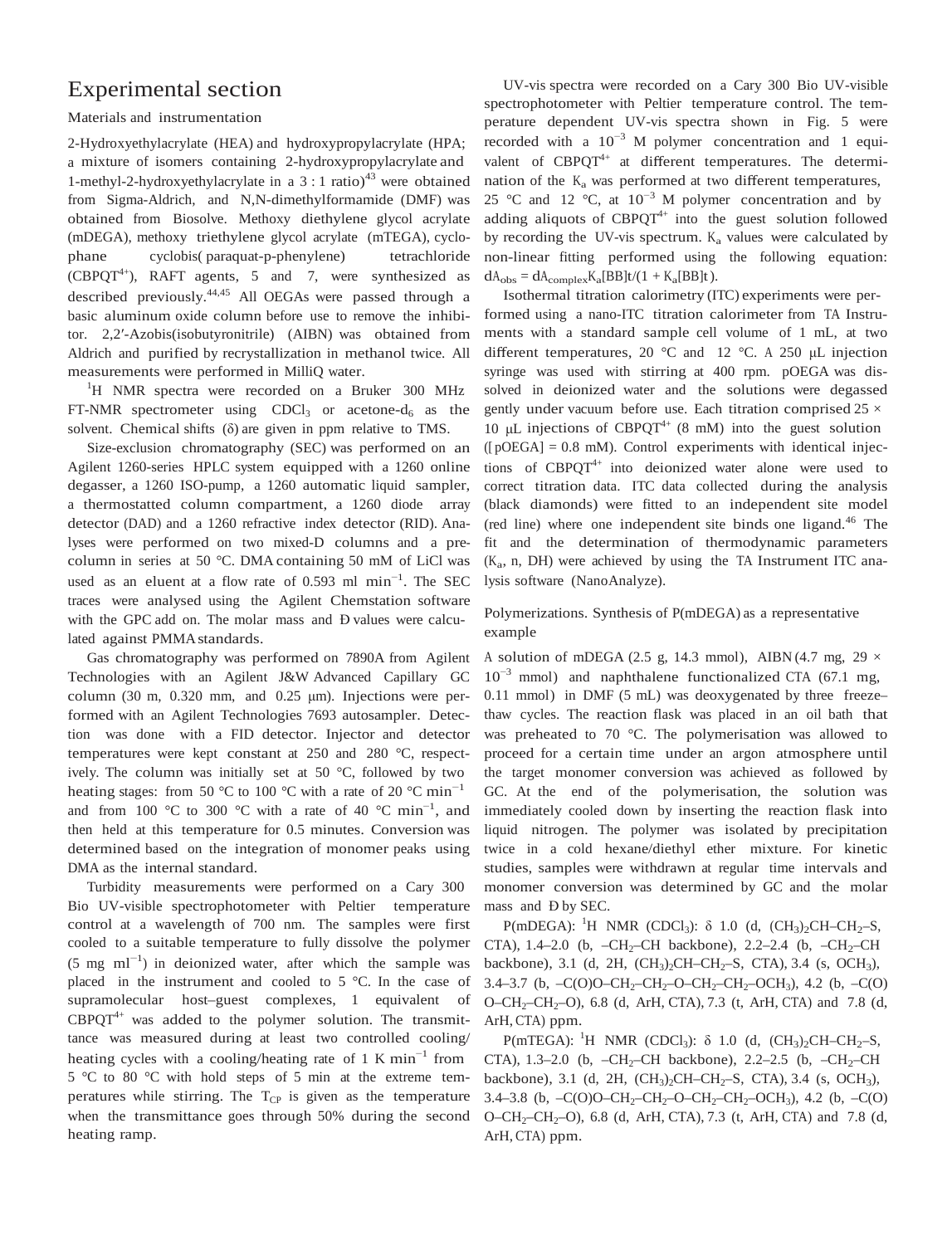# Experimental section

## Materials and instrumentation

2-Hydroxyethylacrylate (HEA) and hydroxypropylacrylate (HPA; a mixture of isomers containing 2-hydroxypropylacrylate and 1-methyl-2-hydroxyethylacrylate in a 3 : 1 ratio)[43] were obtained from Sigma-Aldrich, and N,N-dimethylformamide (DMF) was obtained from Biosolve. Methoxy diethylene glycol acrylate (mDEGA), methoxy triethylene glycol acrylate (mTEGA), cyclophane cyclobis(paraquat-p-phenylene) tetrachloride ($CBPQT^{4+}$), RAFT agents, 5 and 7, were synthesized as described previously.[44,45] All OEGAs were passed through a basic aluminum oxide column before use to remove the inhibitor. 2,2′-Azobis(isobutyronitrile) (AIBN) was obtained from Aldrich and purified by recrystallization in methanol twice. All measurements were performed in MilliQ water.

$^1$H NMR spectra were recorded on a Bruker 300 MHz FT-NMR spectrometer using $CDCl_3$ or acetone-$d_6$ as the solvent. Chemical shifts (δ) are given in ppm relative to TMS.

Size-exclusion chromatography (SEC) was performed on an Agilent 1260-series HPLC system equipped with a 1260 online degasser, a 1260 ISO-pump, a 1260 automatic liquid sampler, a thermostatted column compartment, a 1260 diode array detector (DAD) and a 1260 refractive index detector (RID). Analyses were performed on two mixed-D columns and a precolumn in series at 50 °C. DMA containing 50 mM of LiCl was used as an eluent at a flow rate of 0.593 ml $min^{-1}$. The SEC traces were analysed using the Agilent Chemstation software with the GPC add on. The molar mass and Đ values were calculated against PMMA standards.

Gas chromatography was performed on 7890A from Agilent Technologies with an Agilent J&W Advanced Capillary GC column (30 m, 0.320 mm, and 0.25 μm). Injections were performed with an Agilent Technologies 7693 autosampler. Detection was done with a FID detector. Injector and detector temperatures were kept constant at 250 and 280 °C, respectively. The column was initially set at 50 °C, followed by two heating stages: from 50 °C to 100 °C with a rate of 20 °C $min^{-1}$ and from 100 °C to 300 °C with a rate of 40 °C $min^{-1}$, and then held at this temperature for 0.5 minutes. Conversion was determined based on the integration of monomer peaks using DMA as the internal standard.

Turbidity measurements were performed on a Cary 300 Bio UV-visible spectrophotometer with Peltier temperature control at a wavelength of 700 nm. The samples were first cooled to a suitable temperature to fully dissolve the polymer (5 mg $ml^{-1}$) in deionized water, after which the sample was placed in the instrument and cooled to 5 °C. In the case of supramolecular host–guest complexes, 1 equivalent of $CBPQT^{4+}$ was added to the polymer solution. The transmittance was measured during at least two controlled cooling/heating cycles with a cooling/heating rate of 1 K $min^{-1}$ from 5 °C to 80 °C with hold steps of 5 min at the extreme temperatures while stirring. The $T_{CP}$ is given as the temperature when the transmittance goes through 50% during the second heating ramp.

UV-vis spectra were recorded on a Cary 300 Bio UV-visible spectrophotometer with Peltier temperature control. The temperature dependent UV-vis spectra shown in Fig. 5 were recorded with a $10^{-3}$ M polymer concentration and 1 equivalent of $CBPQT^{4+}$ at different temperatures. The determination of the $K_a$ was performed at two different temperatures, 25 °C and 12 °C, at $10^{-3}$ M polymer concentration and by adding aliquots of $CBPQT^{4+}$ into the guest solution followed by recording the UV-vis spectrum. $K_a$ values were calculated by non-linear fitting performed using the following equation: $dA_{obs} = dA_{complex}K_a[BB]t/(1 + K_a[BB]t)$.

Isothermal titration calorimetry (ITC) experiments were performed using a nano-ITC titration calorimeter from TA Instruments with a standard sample cell volume of 1 mL, at two different temperatures, 20 °C and 12 °C. A 250 μL injection syringe was used with stirring at 400 rpm. pOEGA was dissolved in deionized water and the solutions were degassed gently under vacuum before use. Each titration comprised 25 × 10 μL injections of $CBPQT^{4+}$ (8 mM) into the guest solution ([pOEGA] = 0.8 mM). Control experiments with identical injections of $CBPQT^{4+}$ into deionized water alone were used to correct titration data. ITC data collected during the analysis (black diamonds) were fitted to an independent site model (red line) where one independent site binds one ligand.[46] The fit and the determination of thermodynamic parameters ($K_a$, n, DH) were achieved by using the TA Instrument ITC analysis software (NanoAnalyze).

## Polymerizations. Synthesis of P(mDEGA) as a representative example

A solution of mDEGA (2.5 g, 14.3 mmol), AIBN (4.7 mg, 29 × $10^{-3}$ mmol) and naphthalene functionalized CTA (67.1 mg, 0.11 mmol) in DMF (5 mL) was deoxygenated by three freeze–thaw cycles. The reaction flask was placed in an oil bath that was preheated to 70 °C. The polymerisation was allowed to proceed for a certain time under an argon atmosphere until the target monomer conversion was achieved as followed by GC. At the end of the polymerisation, the solution was immediately cooled down by inserting the reaction flask into liquid nitrogen. The polymer was isolated by precipitation twice in a cold hexane/diethyl ether mixture. For kinetic studies, samples were withdrawn at regular time intervals and monomer conversion was determined by GC and the molar mass and Đ by SEC.

P(mDEGA): $^1$H NMR ($CDCl_3$): δ 1.0 (d, $(CH_3)_2CH–CH_2–S$, CTA), 1.4–2.0 (b, $–CH_2–CH$ backbone), 2.2–2.4 (b, $–CH_2–CH$ backbone), 3.1 (d, 2H, $(CH_3)_2CH–CH_2–S$, CTA), 3.4 (s, $OCH_3$), 3.4–3.7 (b, $–C(O)O–CH_2–CH_2–O–CH_2–CH_2–OCH_3$), 4.2 (b, $–C(O)O–CH_2–CH_2–O$), 6.8 (d, ArH, CTA), 7.3 (t, ArH, CTA) and 7.8 (d, ArH, CTA) ppm.

P(mTEGA): $^1$H NMR ($CDCl_3$): δ 1.0 (d, $(CH_3)_2CH–CH_2–S$, CTA), 1.3–2.0 (b, $–CH_2–CH$ backbone), 2.2–2.5 (b, $–CH_2–CH$ backbone), 3.1 (d, 2H, $(CH_3)_2CH–CH_2–S$, CTA), 3.4 (s, $OCH_3$), 3.4–3.8 (b, $–C(O)O–CH_2–CH_2–O–CH_2–CH_2–OCH_3$), 4.2 (b, $–C(O)O–CH_2–CH_2–O$), 6.8 (d, ArH, CTA), 7.3 (t, ArH, CTA) and 7.8 (d, ArH, CTA) ppm.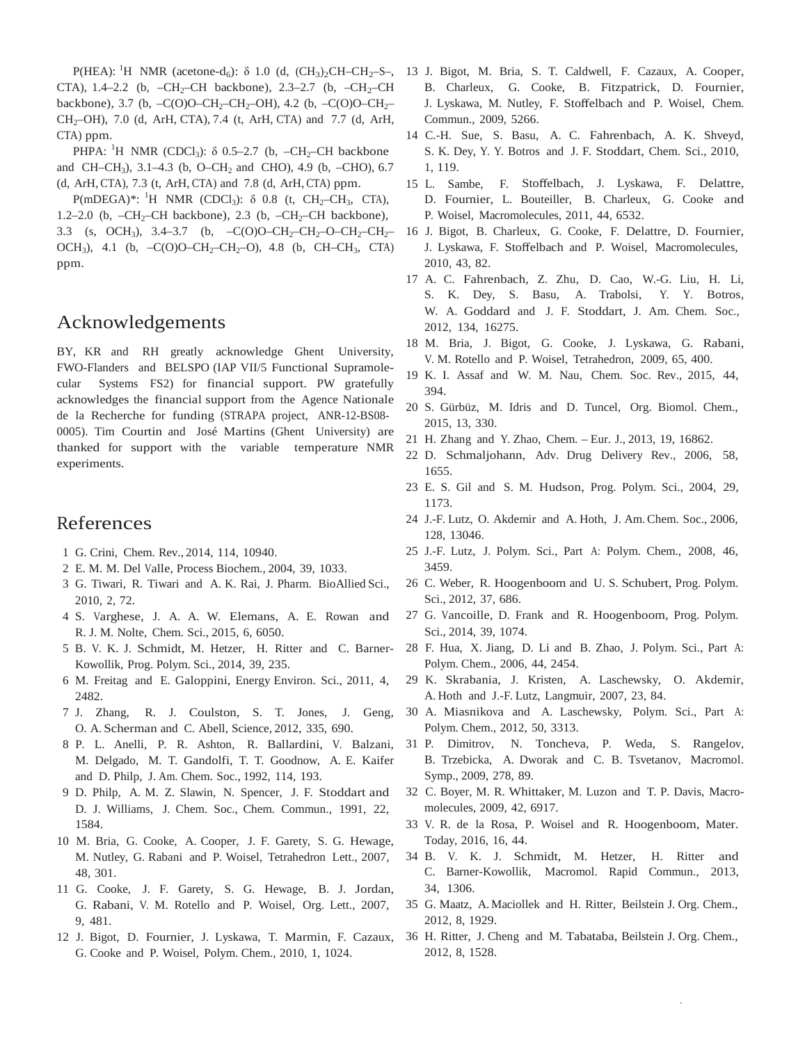P(HEA): $^1$H NMR (acetone-d$_6$): δ 1.0 (d, $(CH_3)_2CH–CH_2–S–$, CTA), 1.4–2.2 (b, $–CH_2–CH$ backbone), 2.3–2.7 (b, $–CH_2–CH$ backbone), 3.7 (b, $–C(O)O–CH_2–CH_2–OH$), 4.2 (b, $–C(O)O–CH_2–CH_2–OH$), 7.0 (d, ArH, CTA), 7.4 (t, ArH, CTA) and 7.7 (d, ArH, CTA) ppm.

PHPA: $^1$H NMR (CDCl$_3$): δ 0.5–2.7 (b, $–CH_2–CH$ backbone and $CH–CH_3$), 3.1–4.3 (b, $O–CH_2$ and CHO), 4.9 (b, –CHO), 6.7 (d, ArH, CTA), 7.3 (t, ArH, CTA) and 7.8 (d, ArH, CTA) ppm.

P(mDEGA)*: $^1$H NMR (CDCl$_3$): δ 0.8 (t, $CH_2–CH_3$, CTA), 1.2–2.0 (b, $–CH_2–CH$ backbone), 2.3 (b, $–CH_2–CH$ backbone), 3.3 (s, $OCH_3$), 3.4–3.7 (b, $–C(O)O–CH_2–CH_2–O–CH_2–CH_2–OCH_3$), 4.1 (b, $–C(O)O–CH_2–CH_2–O$), 4.8 (b, $CH–CH_3$, CTA) ppm.

## Acknowledgements

BY, KR and RH greatly acknowledge Ghent University, FWO-Flanders and BELSPO (IAP VII/5 Functional Supramolecular Systems FS2) for financial support. PW gratefully acknowledges the financial support from the Agence Nationale de la Recherche for funding (STRAPA project, ANR-12-BS08-0005). Tim Courtin and José Martins (Ghent University) are thanked for support with the variable temperature NMR experiments.

## References

1. G. Crini, Chem. Rev., 2014, 114, 10940.
2. E. M. M. Del Valle, Process Biochem., 2004, 39, 1033.
3. G. Tiwari, R. Tiwari and A. K. Rai, J. Pharm. BioAllied Sci., 2010, 2, 72.
4. S. Varghese, J. A. A. W. Elemans, A. E. Rowan and R. J. M. Nolte, Chem. Sci., 2015, 6, 6050.
5. B. V. K. J. Schmidt, M. Hetzer, H. Ritter and C. Barner-Kowollik, Prog. Polym. Sci., 2014, 39, 235.
6. M. Freitag and E. Galoppini, Energy Environ. Sci., 2011, 4, 2482.
7. J. Zhang, R. J. Coulston, S. T. Jones, J. Geng, O. A. Scherman and C. Abell, Science, 2012, 335, 690.
8. P. L. Anelli, P. R. Ashton, R. Ballardini, V. Balzani, M. Delgado, M. T. Gandolfi, T. T. Goodnow, A. E. Kaifer and D. Philp, J. Am. Chem. Soc., 1992, 114, 193.
9. D. Philp, A. M. Z. Slawin, N. Spencer, J. F. Stoddart and D. J. Williams, J. Chem. Soc., Chem. Commun., 1991, 22, 1584.
10. M. Bria, G. Cooke, A. Cooper, J. F. Garety, S. G. Hewage, M. Nutley, G. Rabani and P. Woisel, Tetrahedron Lett., 2007, 48, 301.
11. G. Cooke, J. F. Garety, S. G. Hewage, B. J. Jordan, G. Rabani, V. M. Rotello and P. Woisel, Org. Lett., 2007, 9, 481.
12. J. Bigot, D. Fournier, J. Lyskawa, T. Marmin, F. Cazaux, G. Cooke and P. Woisel, Polym. Chem., 2010, 1, 1024.
13. J. Bigot, M. Bria, S. T. Caldwell, F. Cazaux, A. Cooper, B. Charleux, G. Cooke, B. Fitzpatrick, D. Fournier, J. Lyskawa, M. Nutley, F. Stoffelbach and P. Woisel, Chem. Commun., 2009, 5266.
14. C.-H. Sue, S. Basu, A. C. Fahrenbach, A. K. Shveyd, S. K. Dey, Y. Y. Botros and J. F. Stoddart, Chem. Sci., 2010, 1, 119.
15. L. Sambe, F. Stoffelbach, J. Lyskawa, F. Delattre, D. Fournier, L. Bouteiller, B. Charleux, G. Cooke and P. Woisel, Macromolecules, 2011, 44, 6532.
16. J. Bigot, B. Charleux, G. Cooke, F. Delattre, D. Fournier, J. Lyskawa, F. Stoffelbach and P. Woisel, Macromolecules, 2010, 43, 82.
17. A. C. Fahrenbach, Z. Zhu, D. Cao, W.-G. Liu, H. Li, S. K. Dey, S. Basu, A. Trabolsi, Y. Y. Botros, W. A. Goddard and J. F. Stoddart, J. Am. Chem. Soc., 2012, 134, 16275.
18. M. Bria, J. Bigot, G. Cooke, J. Lyskawa, G. Rabani, V. M. Rotello and P. Woisel, Tetrahedron, 2009, 65, 400.
19. K. I. Assaf and W. M. Nau, Chem. Soc. Rev., 2015, 44, 394.
20. S. Gürbüz, M. Idris and D. Tuncel, Org. Biomol. Chem., 2015, 13, 330.
21. H. Zhang and Y. Zhao, Chem. – Eur. J., 2013, 19, 16862.
22. D. Schmaljohann, Adv. Drug Delivery Rev., 2006, 58, 1655.
23. E. S. Gil and S. M. Hudson, Prog. Polym. Sci., 2004, 29, 1173.
24. J.-F. Lutz, O. Akdemir and A. Hoth, J. Am. Chem. Soc., 2006, 128, 13046.
25. J.-F. Lutz, J. Polym. Sci., Part A: Polym. Chem., 2008, 46, 3459.
26. C. Weber, R. Hoogenboom and U. S. Schubert, Prog. Polym. Sci., 2012, 37, 686.
27. G. Vancoille, D. Frank and R. Hoogenboom, Prog. Polym. Sci., 2014, 39, 1074.
28. F. Hua, X. Jiang, D. Li and B. Zhao, J. Polym. Sci., Part A: Polym. Chem., 2006, 44, 2454.
29. K. Skrabania, J. Kristen, A. Laschewsky, O. Akdemir, A. Hoth and J.-F. Lutz, Langmuir, 2007, 23, 84.
30. A. Miasnikova and A. Laschewsky, Polym. Sci., Part A: Polym. Chem., 2012, 50, 3313.
31. P. Dimitrov, N. Toncheva, P. Weda, S. Rangelov, B. Trzebicka, A. Dworak and C. B. Tsvetanov, Macromol. Symp., 2009, 278, 89.
32. C. Boyer, M. R. Whittaker, M. Luzon and T. P. Davis, Macromolecules, 2009, 42, 6917.
33. V. R. de la Rosa, P. Woisel and R. Hoogenboom, Mater. Today, 2016, 16, 44.
34. B. V. K. J. Schmidt, M. Hetzer, H. Ritter and C. Barner-Kowollik, Macromol. Rapid Commun., 2013, 34, 1306.
35. G. Maatz, A. Maciollek and H. Ritter, Beilstein J. Org. Chem., 2012, 8, 1929.
36. H. Ritter, J. Cheng and M. Tabataba, Beilstein J. Org. Chem., 2012, 8, 1528.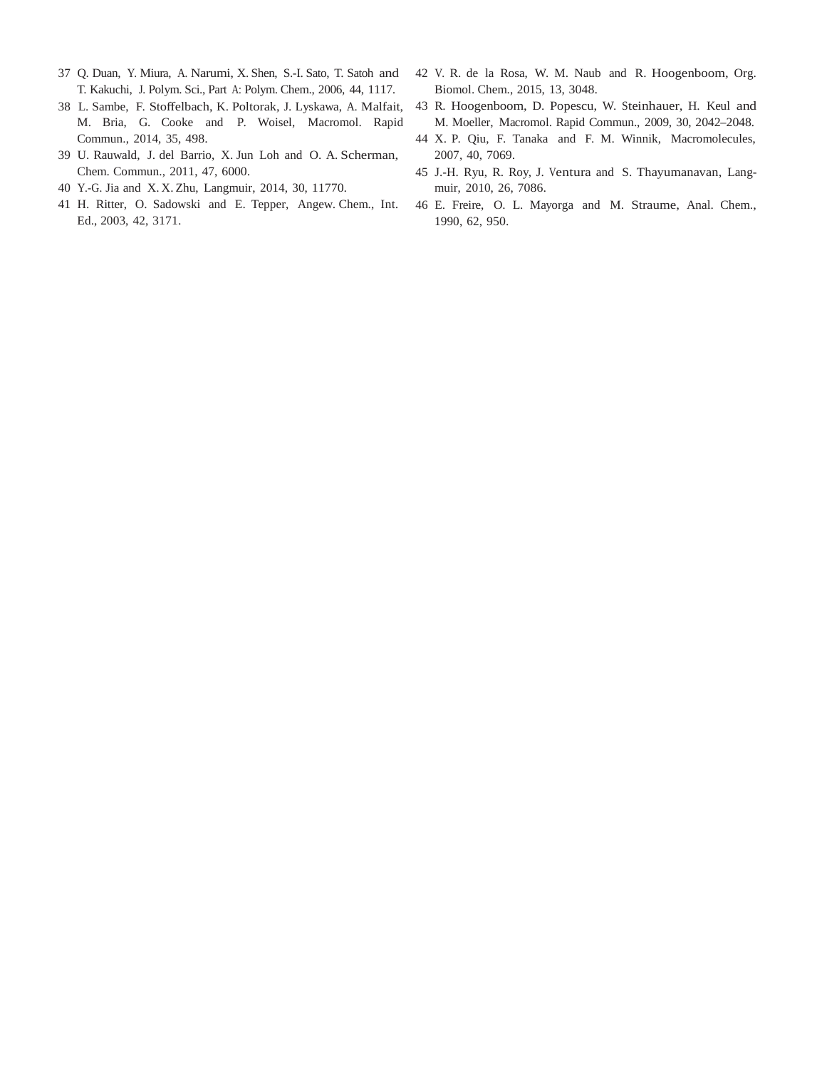37 Q. Duan, Y. Miura, A. Narumi, X. Shen, S.-I. Sato, T. Satoh and T. Kakuchi, J. Polym. Sci., Part A: Polym. Chem., 2006, 44, 1117.

38 L. Sambe, F. Stoffelbach, K. Poltorak, J. Lyskawa, A. Malfait, M. Bria, G. Cooke and P. Woisel, Macromol. Rapid Commun., 2014, 35, 498.

39 U. Rauwald, J. del Barrio, X. Jun Loh and O. A. Scherman, Chem. Commun., 2011, 47, 6000.

40 Y.-G. Jia and X. X. Zhu, Langmuir, 2014, 30, 11770.

41 H. Ritter, O. Sadowski and E. Tepper, Angew. Chem., Int. Ed., 2003, 42, 3171.

42 V. R. de la Rosa, W. M. Naub and R. Hoogenboom, Org. Biomol. Chem., 2015, 13, 3048.

43 R. Hoogenboom, D. Popescu, W. Steinhauer, H. Keul and M. Moeller, Macromol. Rapid Commun., 2009, 30, 2042–2048.

44 X. P. Qiu, F. Tanaka and F. M. Winnik, Macromolecules, 2007, 40, 7069.

45 J.-H. Ryu, R. Roy, J. Ventura and S. Thayumanavan, Langmuir, 2010, 26, 7086.

46 E. Freire, O. L. Mayorga and M. Straume, Anal. Chem., 1990, 62, 950.